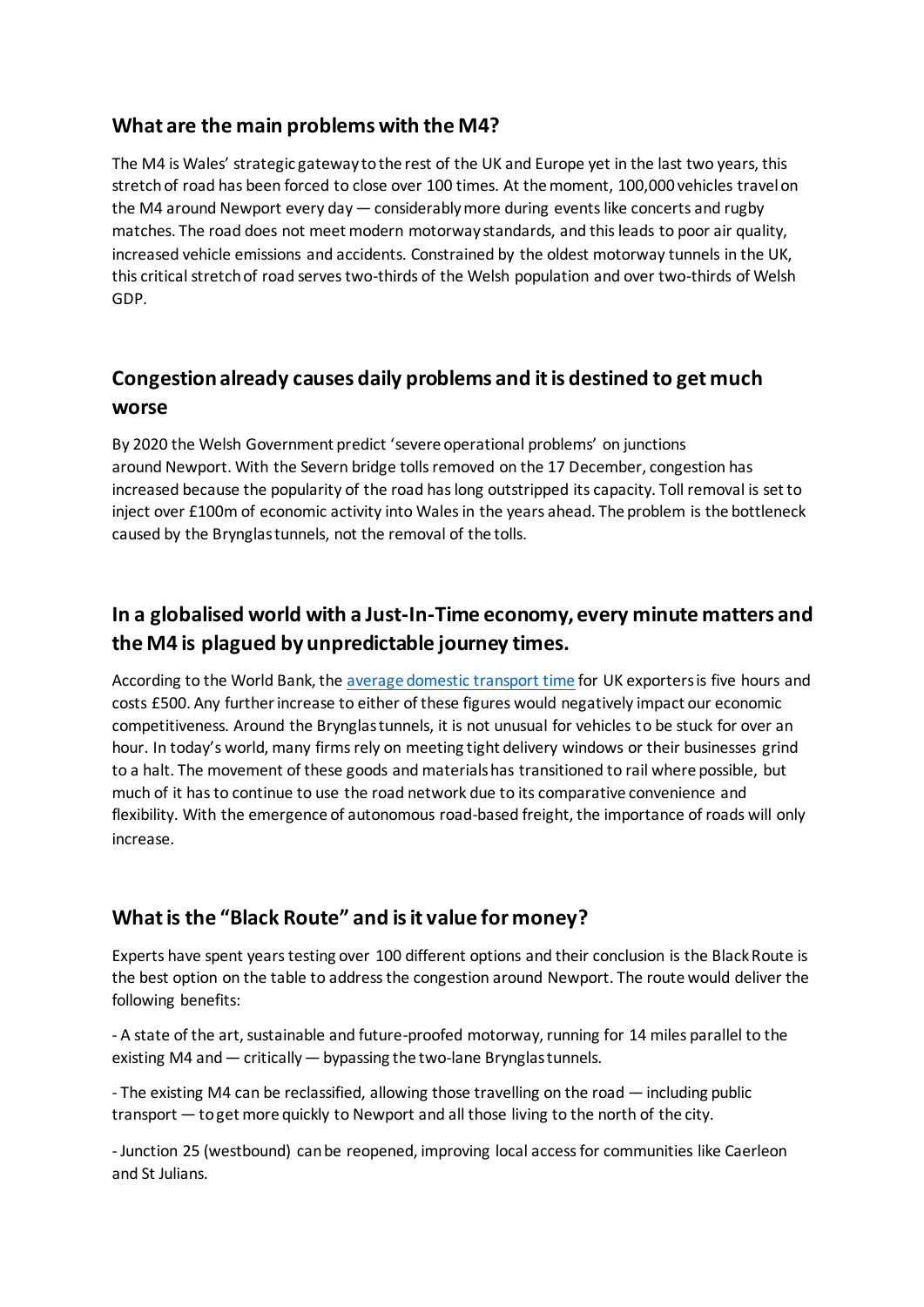## What are the main problems with the M4?

The M4 is Wales' strategic gateway to the rest of the UK and Europe yet in the last two years, this stretch of road has been forced to close over 100 times. At the moment, 100,000 vehicles travel on the M4 around Newport every day — considerably more during events like concerts and rugby matches. The road does not meet modern motorway standards, and this leads to poor air quality, increased vehicle emissions and accidents. Constrained by the oldest motorway tunnels in the UK, this critical stretch of road serves two-thirds of the Welsh population and over two-thirds of Welsh GDP.

## Congestion already causes daily problems and it is destined to get much worse

By 2020 the Welsh Government predict 'severe operational problems' on junctions around Newport. With the Severn bridge tolls removed on the 17 December, congestion has increased because the popularity of the road has long outstripped its capacity. Toll removal is set to inject over £100m of economic activity into Wales in the years ahead. The problem is the bottleneck caused by the Brynglas tunnels, not the removal of the tolls.

## In a globalised world with a Just-In-Time economy, every minute matters and the M4 is plagued by unpredictable journey times.

According to the World Bank, the average domestic transport time for UK exporters is five hours and costs £500. Any further increase to either of these figures would negatively impact our economic competitiveness. Around the Brynglas tunnels, it is not unusual for vehicles to be stuck for over an hour. In today's world, many firms rely on meeting tight delivery windows or their businesses grind to a halt. The movement of these goods and materials has transitioned to rail where possible, but much of it has to continue to use the road network due to its comparative convenience and flexibility. With the emergence of autonomous road-based freight, the importance of roads will only increase.

## What is the "Black Route" and is it value for money?

Experts have spent years testing over 100 different options and their conclusion is the Black Route is the best option on the table to address the congestion around Newport. The route would deliver the following benefits:

- A state of the art, sustainable and future-proofed motorway, running for 14 miles parallel to the existing M4 and — critically — bypassing the two-lane Brynglas tunnels.

- The existing M4 can be reclassified, allowing those travelling on the road — including public transport — to get more quickly to Newport and all those living to the north of the city.

- Junction 25 (westbound) can be reopened, improving local access for communities like Caerleon and St Julians.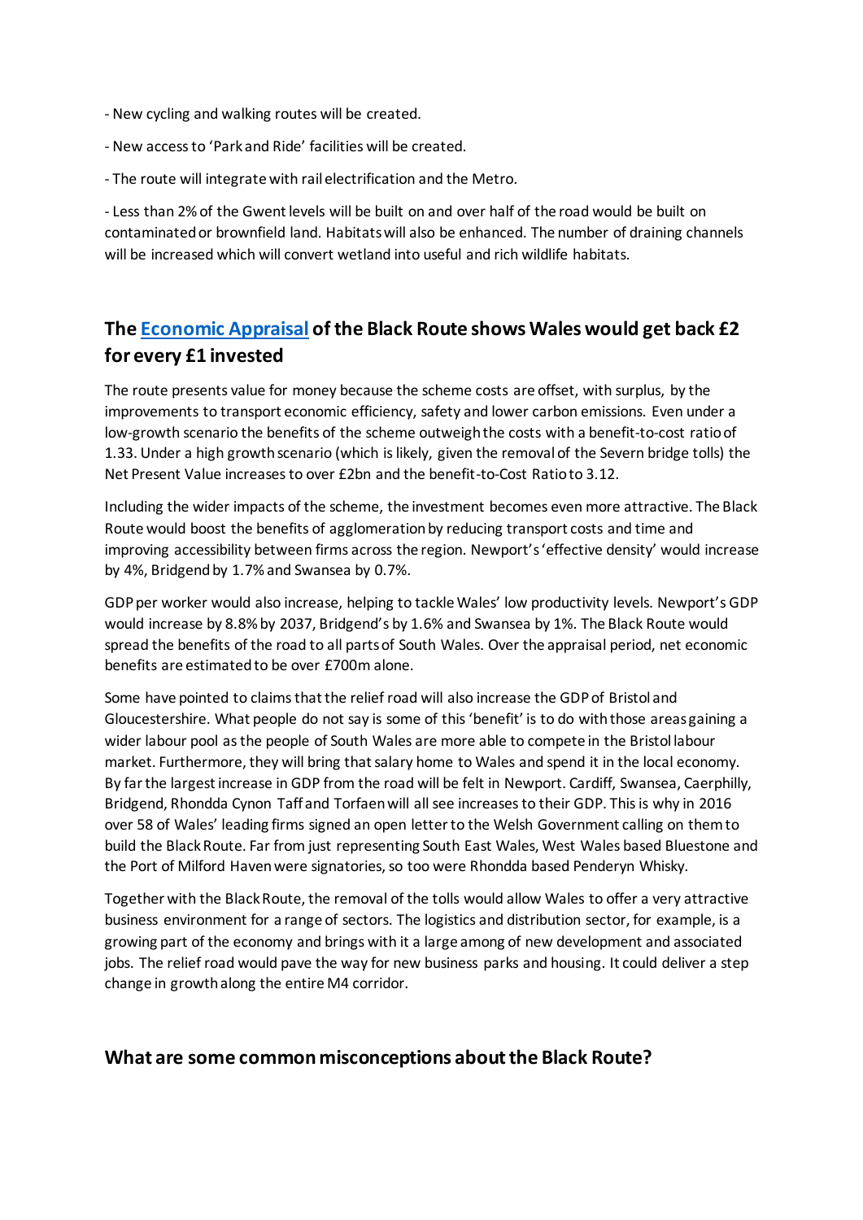- New cycling and walking routes will be created.

- New access to 'Park and Ride' facilities will be created.

- The route will integrate with rail electrification and the Metro.

- Less than 2% of the Gwent levels will be built on and over half of the road would be built on contaminated or brownfield land. Habitats will also be enhanced. The number of draining channels will be increased which will convert wetland into useful and rich wildlife habitats.

## The Economic Appraisal of the Black Route shows Wales would get back £2 for every £1 invested

The route presents value for money because the scheme costs are offset, with surplus, by the improvements to transport economic efficiency, safety and lower carbon emissions. Even under a low-growth scenario the benefits of the scheme outweigh the costs with a benefit-to-cost ratio of 1.33. Under a high growth scenario (which is likely, given the removal of the Severn bridge tolls) the Net Present Value increases to over £2bn and the benefit-to-Cost Ratio to 3.12.

Including the wider impacts of the scheme, the investment becomes even more attractive. The Black Route would boost the benefits of agglomeration by reducing transport costs and time and improving accessibility between firms across the region. Newport's 'effective density' would increase by 4%, Bridgend by 1.7% and Swansea by 0.7%.

GDP per worker would also increase, helping to tackle Wales' low productivity levels. Newport's GDP would increase by 8.8% by 2037, Bridgend's by 1.6% and Swansea by 1%. The Black Route would spread the benefits of the road to all parts of South Wales. Over the appraisal period, net economic benefits are estimated to be over £700m alone.

Some have pointed to claims that the relief road will also increase the GDP of Bristol and Gloucestershire. What people do not say is some of this 'benefit' is to do with those areas gaining a wider labour pool as the people of South Wales are more able to compete in the Bristol labour market. Furthermore, they will bring that salary home to Wales and spend it in the local economy. By far the largest increase in GDP from the road will be felt in Newport. Cardiff, Swansea, Caerphilly, Bridgend, Rhondda Cynon Taff and Torfaen will all see increases to their GDP. This is why in 2016 over 58 of Wales' leading firms signed an open letter to the Welsh Government calling on them to build the Black Route. Far from just representing South East Wales, West Wales based Bluestone and the Port of Milford Haven were signatories, so too were Rhondda based Penderyn Whisky.

Together with the Black Route, the removal of the tolls would allow Wales to offer a very attractive business environment for a range of sectors. The logistics and distribution sector, for example, is a growing part of the economy and brings with it a large among of new development and associated jobs. The relief road would pave the way for new business parks and housing. It could deliver a step change in growth along the entire M4 corridor.

## What are some common misconceptions about the Black Route?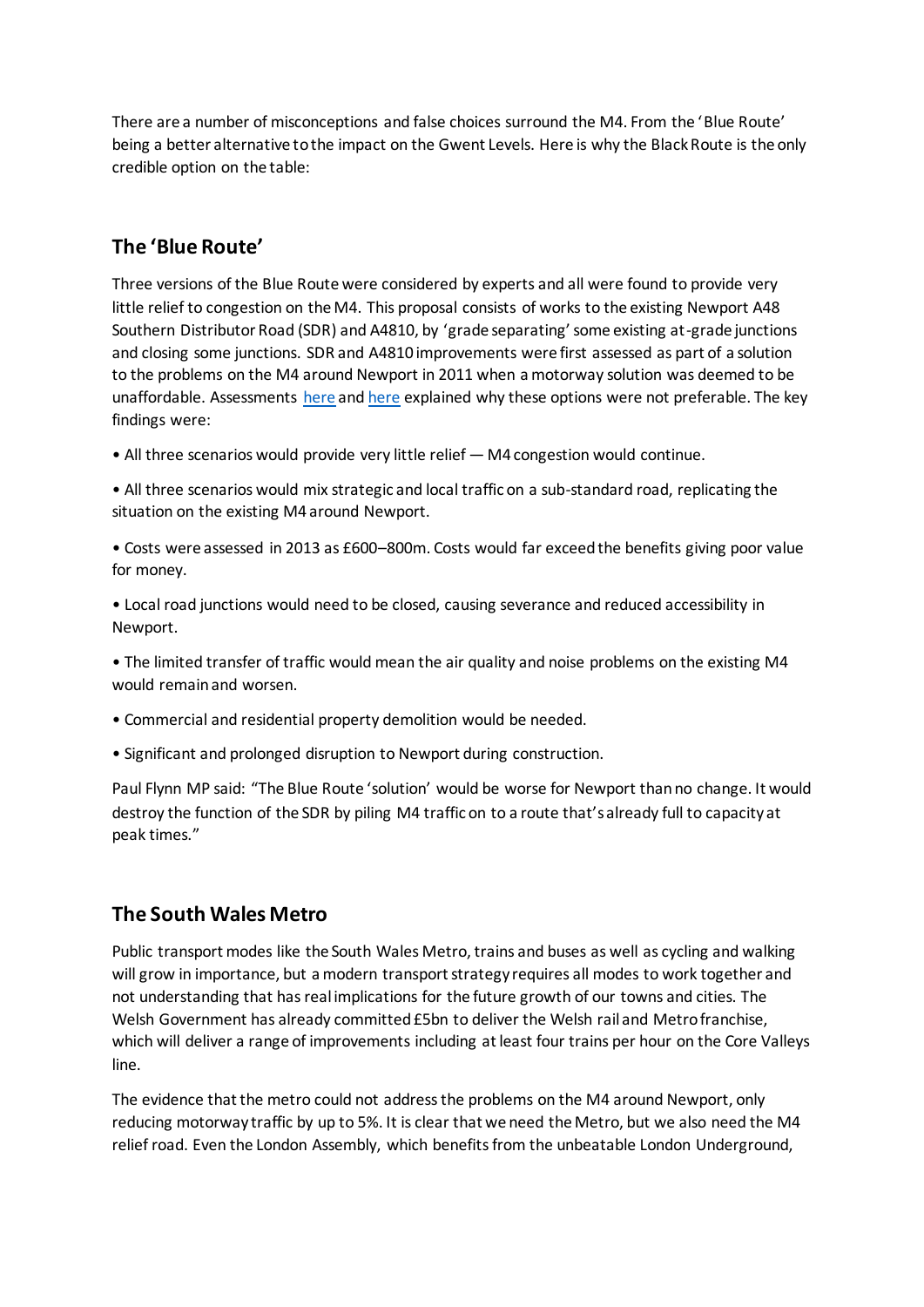There are a number of misconceptions and false choices surround the M4. From the 'Blue Route' being a better alternative to the impact on the Gwent Levels. Here is why the Black Route is the only credible option on the table:

## The 'Blue Route'

Three versions of the Blue Route were considered by experts and all were found to provide very little relief to congestion on the M4. This proposal consists of works to the existing Newport A48 Southern Distributor Road (SDR) and A4810, by 'grade separating' some existing at-grade junctions and closing some junctions. SDR and A4810 improvements were first assessed as part of a solution to the problems on the M4 around Newport in 2011 when a motorway solution was deemed to be unaffordable. Assessments here and here explained why these options were not preferable. The key findings were:

• All three scenarios would provide very little relief — M4 congestion would continue.

• All three scenarios would mix strategic and local traffic on a sub-standard road, replicating the situation on the existing M4 around Newport.

• Costs were assessed in 2013 as £600–800m. Costs would far exceed the benefits giving poor value for money.

• Local road junctions would need to be closed, causing severance and reduced accessibility in Newport.

• The limited transfer of traffic would mean the air quality and noise problems on the existing M4 would remain and worsen.

• Commercial and residential property demolition would be needed.

• Significant and prolonged disruption to Newport during construction.

Paul Flynn MP said: "The Blue Route 'solution' would be worse for Newport than no change. It would destroy the function of the SDR by piling M4 traffic on to a route that's already full to capacity at peak times."

## The South Wales Metro

Public transport modes like the South Wales Metro, trains and buses as well as cycling and walking will grow in importance, but a modern transport strategy requires all modes to work together and not understanding that has real implications for the future growth of our towns and cities. The Welsh Government has already committed £5bn to deliver the Welsh rail and Metro franchise, which will deliver a range of improvements including at least four trains per hour on the Core Valleys line.

The evidence that the metro could not address the problems on the M4 around Newport, only reducing motorway traffic by up to 5%. It is clear that we need the Metro, but we also need the M4 relief road. Even the London Assembly, which benefits from the unbeatable London Underground,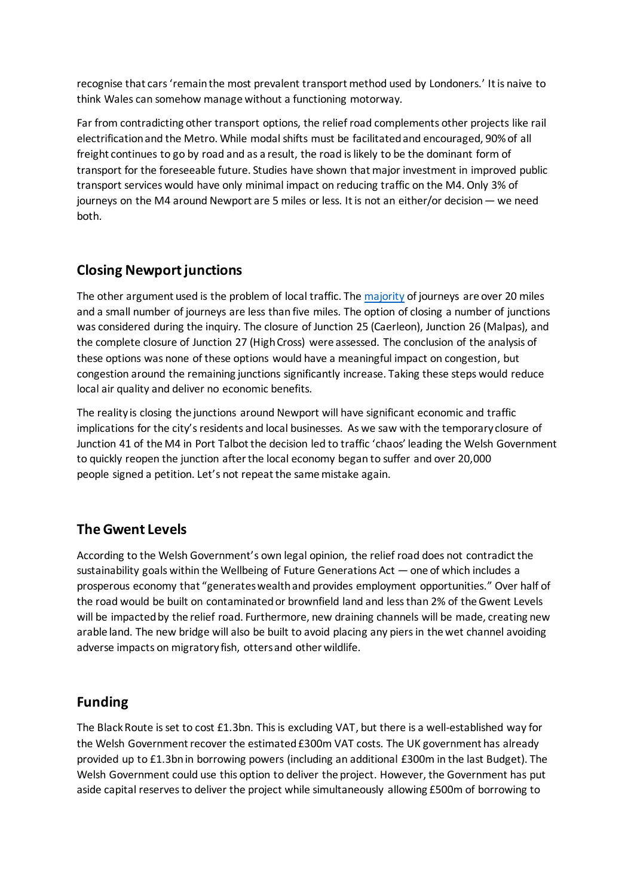recognise that cars 'remain the most prevalent transport method used by Londoners.' It is naive to think Wales can somehow manage without a functioning motorway.

Far from contradicting other transport options, the relief road complements other projects like rail electrification and the Metro. While modal shifts must be facilitated and encouraged, 90% of all freight continues to go by road and as a result, the road is likely to be the dominant form of transport for the foreseeable future. Studies have shown that major investment in improved public transport services would have only minimal impact on reducing traffic on the M4. Only 3% of journeys on the M4 around Newport are 5 miles or less. It is not an either/or decision — we need both.

## Closing Newport junctions

The other argument used is the problem of local traffic. The majority of journeys are over 20 miles and a small number of journeys are less than five miles. The option of closing a number of junctions was considered during the inquiry. The closure of Junction 25 (Caerleon), Junction 26 (Malpas), and the complete closure of Junction 27 (High Cross) were assessed. The conclusion of the analysis of these options was none of these options would have a meaningful impact on congestion, but congestion around the remaining junctions significantly increase. Taking these steps would reduce local air quality and deliver no economic benefits.

The reality is closing the junctions around Newport will have significant economic and traffic implications for the city's residents and local businesses. As we saw with the temporary closure of Junction 41 of the M4 in Port Talbot the decision led to traffic 'chaos' leading the Welsh Government to quickly reopen the junction after the local economy began to suffer and over 20,000 people signed a petition. Let's not repeat the same mistake again.

## The Gwent Levels

According to the Welsh Government's own legal opinion, the relief road does not contradict the sustainability goals within the Wellbeing of Future Generations Act — one of which includes a prosperous economy that "generates wealth and provides employment opportunities." Over half of the road would be built on contaminated or brownfield land and less than 2% of the Gwent Levels will be impacted by the relief road. Furthermore, new draining channels will be made, creating new arable land. The new bridge will also be built to avoid placing any piers in the wet channel avoiding adverse impacts on migratory fish, otters and other wildlife.

## Funding

The Black Route is set to cost £1.3bn. This is excluding VAT, but there is a well-established way for the Welsh Government recover the estimated £300m VAT costs. The UK government has already provided up to £1.3bn in borrowing powers (including an additional £300m in the last Budget). The Welsh Government could use this option to deliver the project. However, the Government has put aside capital reserves to deliver the project while simultaneously allowing £500m of borrowing to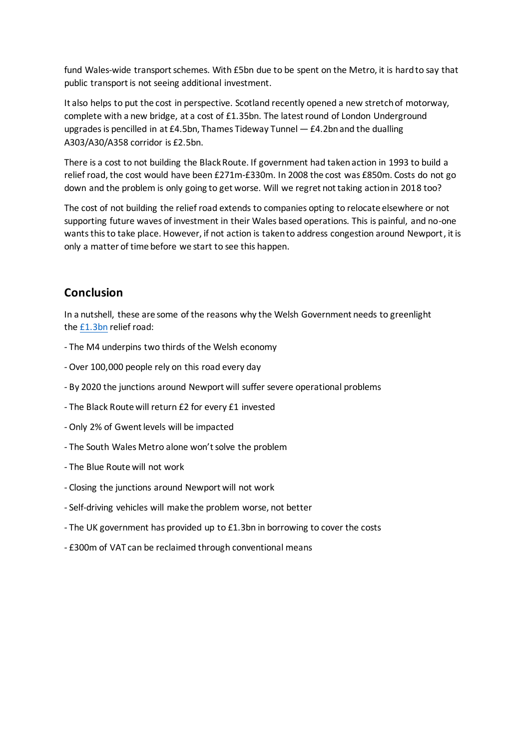fund Wales-wide transport schemes. With £5bn due to be spent on the Metro, it is hard to say that public transport is not seeing additional investment.

It also helps to put the cost in perspective. Scotland recently opened a new stretch of motorway, complete with a new bridge, at a cost of £1.35bn. The latest round of London Underground upgrades is pencilled in at £4.5bn, Thames Tideway Tunnel — £4.2bn and the dualling A303/A30/A358 corridor is £2.5bn.

There is a cost to not building the Black Route. If government had taken action in 1993 to build a relief road, the cost would have been £271m-£330m. In 2008 the cost was £850m. Costs do not go down and the problem is only going to get worse. Will we regret not taking action in 2018 too?

The cost of not building the relief road extends to companies opting to relocate elsewhere or not supporting future waves of investment in their Wales based operations. This is painful, and no-one wants this to take place. However, if not action is taken to address congestion around Newport, it is only a matter of time before we start to see this happen.

## Conclusion

In a nutshell, these are some of the reasons why the Welsh Government needs to greenlight the £1.3bn relief road:

- The M4 underpins two thirds of the Welsh economy
- Over 100,000 people rely on this road every day
- By 2020 the junctions around Newport will suffer severe operational problems
- The Black Route will return £2 for every £1 invested
- Only 2% of Gwent levels will be impacted
- The South Wales Metro alone won't solve the problem
- The Blue Route will not work
- Closing the junctions around Newport will not work
- Self-driving vehicles will make the problem worse, not better
- The UK government has provided up to £1.3bn in borrowing to cover the costs
- £300m of VAT can be reclaimed through conventional means